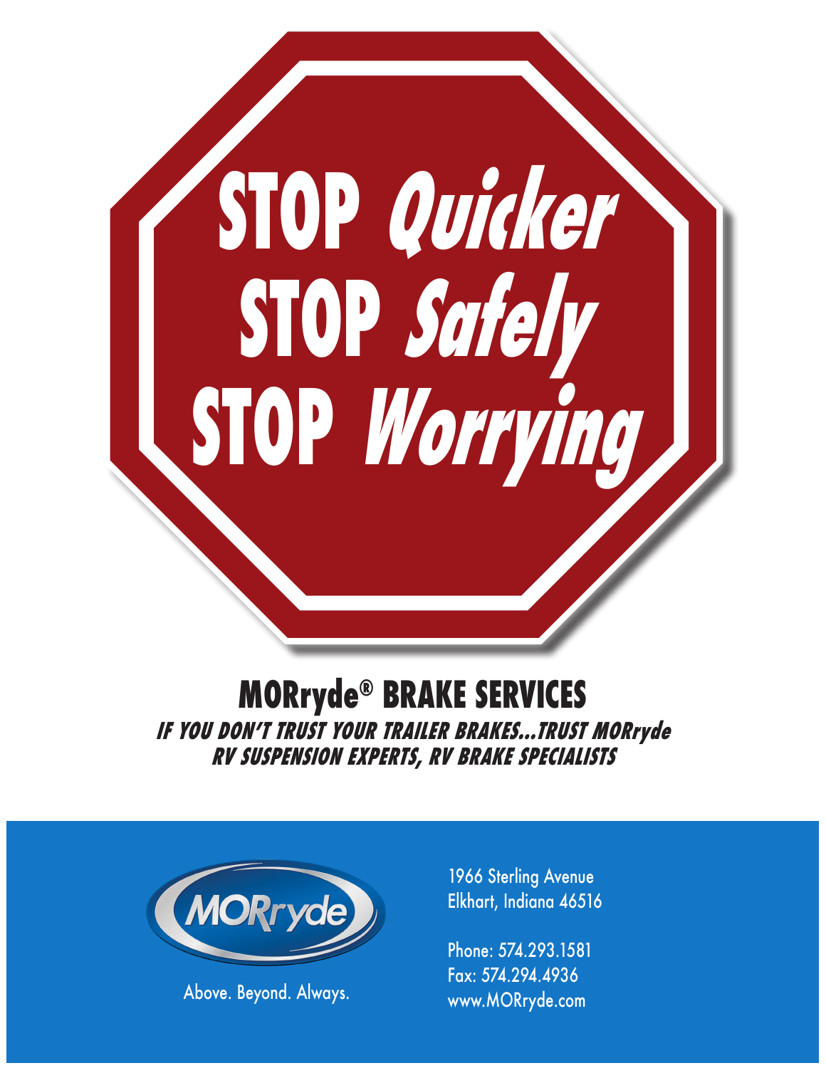# STOP *Quicker*
# STOP *Safely*
# STOP *Worrying*

## MORryde® BRAKE SERVICES

***IF YOU DON'T TRUST YOUR TRAILER BRAKES...TRUST MORryde***

***RV SUSPENSION EXPERTS, RV BRAKE SPECIALISTS***

MORryde

Above. Beyond. Always.

1966 Sterling Avenue
Elkhart, Indiana 46516

Phone: 574.293.1581
Fax: 574.294.4936
www.MORryde.com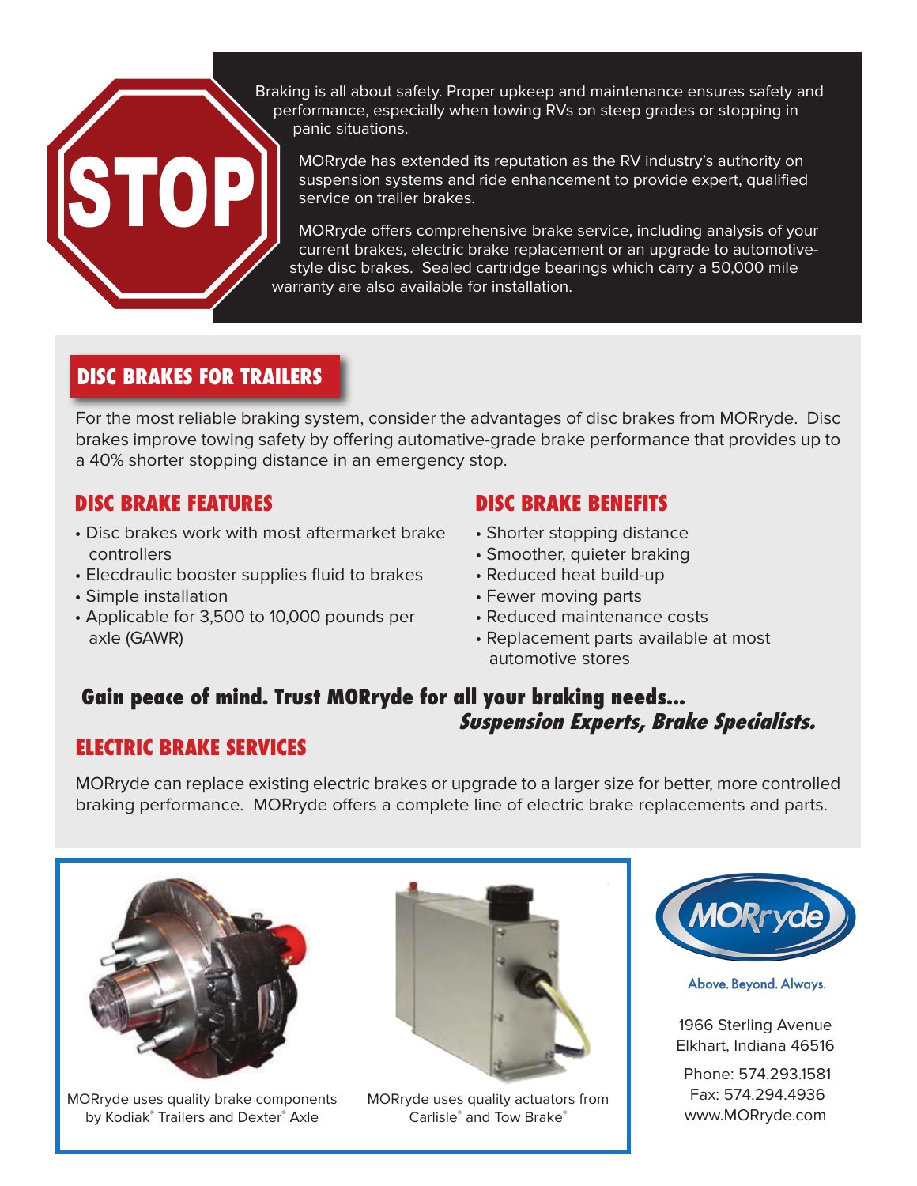STOP

Braking is all about safety. Proper upkeep and maintenance ensures safety and performance, especially when towing RVs on steep grades or stopping in panic situations.

MORryde has extended its reputation as the RV industry's authority on suspension systems and ride enhancement to provide expert, qualified service on trailer brakes.

MORryde offers comprehensive brake service, including analysis of your current brakes, electric brake replacement or an upgrade to automotive-style disc brakes. Sealed cartridge bearings which carry a 50,000 mile warranty are also available for installation.

## DISC BRAKES FOR TRAILERS

For the most reliable braking system, consider the advantages of disc brakes from MORryde. Disc brakes improve towing safety by offering automative-grade brake performance that provides up to a 40% shorter stopping distance in an emergency stop.

### DISC BRAKE FEATURES

- Disc brakes work with most aftermarket brake controllers
- Elecdraulic booster supplies fluid to brakes
- Simple installation
- Applicable for 3,500 to 10,000 pounds per axle (GAWR)

### DISC BRAKE BENEFITS

- Shorter stopping distance
- Smoother, quieter braking
- Reduced heat build-up
- Fewer moving parts
- Reduced maintenance costs
- Replacement parts available at most automotive stores

**Gain peace of mind. Trust MORryde for all your braking needs...**
***Suspension Experts, Brake Specialists.***

### ELECTRIC BRAKE SERVICES

MORryde can replace existing electric brakes or upgrade to a larger size for better, more controlled braking performance. MORryde offers a complete line of electric brake replacements and parts.

MORryde uses quality brake components by Kodiak® Trailers and Dexter® Axle

MORryde uses quality actuators from Carlisle® and Tow Brake®

MORryde

Above. Beyond. Always.

1966 Sterling Avenue
Elkhart, Indiana 46516

Phone: 574.293.1581
Fax: 574.294.4936
www.MORryde.com